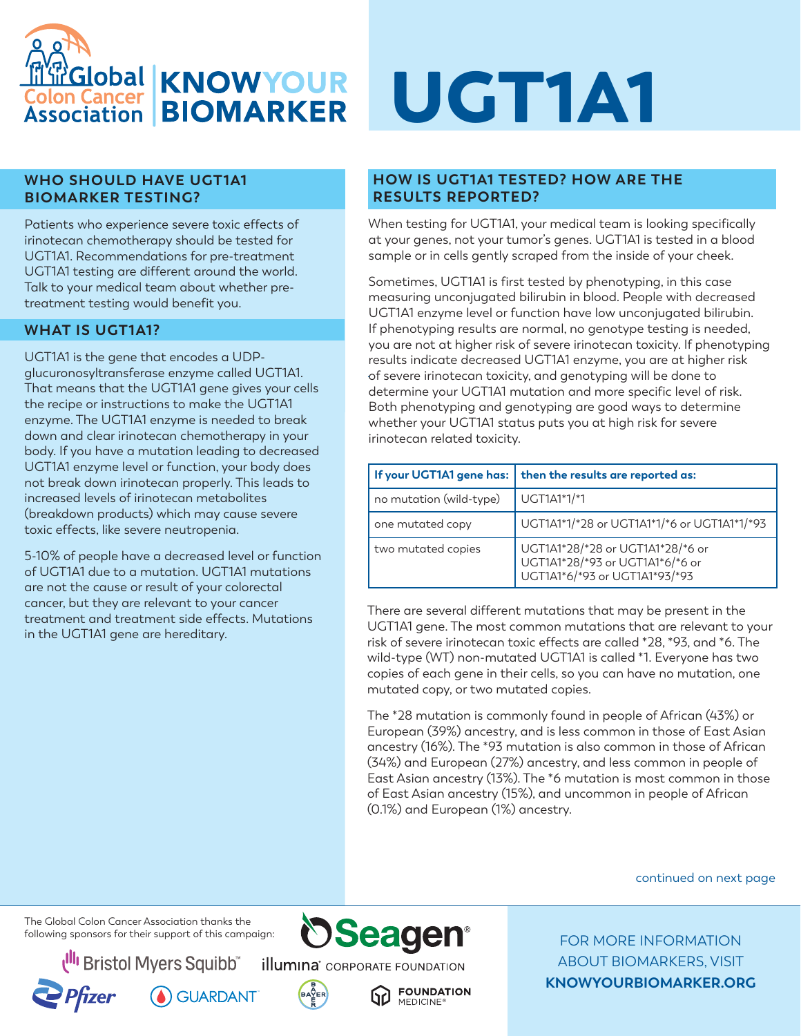Global Colon Cancer Association | KNOW YOUR BIOMARKER

# UGT1A1

## WHO SHOULD HAVE UGT1A1 BIOMARKER TESTING?

Patients who experience severe toxic effects of irinotecan chemotherapy should be tested for UGT1A1. Recommendations for pre-treatment UGT1A1 testing are different around the world. Talk to your medical team about whether pre-treatment testing would benefit you.

## WHAT IS UGT1A1?

UGT1A1 is the gene that encodes a UDP-glucuronosyltransferase enzyme called UGT1A1. That means that the UGT1A1 gene gives your cells the recipe or instructions to make the UGT1A1 enzyme. The UGT1A1 enzyme is needed to break down and clear irinotecan chemotherapy in your body. If you have a mutation leading to decreased UGT1A1 enzyme level or function, your body does not break down irinotecan properly. This leads to increased levels of irinotecan metabolites (breakdown products) which may cause severe toxic effects, like severe neutropenia.

5-10% of people have a decreased level or function of UGT1A1 due to a mutation. UGT1A1 mutations are not the cause or result of your colorectal cancer, but they are relevant to your cancer treatment and treatment side effects. Mutations in the UGT1A1 gene are hereditary.

## HOW IS UGT1A1 TESTED? HOW ARE THE RESULTS REPORTED?

When testing for UGT1A1, your medical team is looking specifically at your genes, not your tumor's genes. UGT1A1 is tested in a blood sample or in cells gently scraped from the inside of your cheek.

Sometimes, UGT1A1 is first tested by phenotyping, in this case measuring unconjugated bilirubin in blood. People with decreased UGT1A1 enzyme level or function have low unconjugated bilirubin. If phenotyping results are normal, no genotype testing is needed, you are not at higher risk of severe irinotecan toxicity. If phenotyping results indicate decreased UGT1A1 enzyme, you are at higher risk of severe irinotecan toxicity, and genotyping will be done to determine your UGT1A1 mutation and more specific level of risk. Both phenotyping and genotyping are good ways to determine whether your UGT1A1 status puts you at high risk for severe irinotecan related toxicity.

| If your UGT1A1 gene has: | then the results are reported as: |
| --- | --- |
| no mutation (wild-type) | UGT1A1*1/*1 |
| one mutated copy | UGT1A1*1/*28 or UGT1A1*1/*6 or UGT1A1*1/*93 |
| two mutated copies | UGT1A1*28/*28 or UGT1A1*28/*6 or UGT1A1*28/*93 or UGT1A1*6/*6 or UGT1A1*6/*93 or UGT1A1*93/*93 |

There are several different mutations that may be present in the UGT1A1 gene. The most common mutations that are relevant to your risk of severe irinotecan toxic effects are called *28, *93, and *6. The wild-type (WT) non-mutated UGT1A1 is called *1. Everyone has two copies of each gene in their cells, so you can have no mutation, one mutated copy, or two mutated copies.

The *28 mutation is commonly found in people of African (43%) or European (39%) ancestry, and is less common in those of East Asian ancestry (16%). The *93 mutation is also common in those of African (34%) and European (27%) ancestry, and less common in people of East Asian ancestry (13%). The *6 mutation is most common in those of East Asian ancestry (15%), and uncommon in people of African (0.1%) and European (1%) ancestry.

continued on next page

The Global Colon Cancer Association thanks the following sponsors for their support of this campaign: Seagen, Bristol Myers Squibb, illumina Corporate Foundation, Pfizer, Guardant, Bayer, Foundation Medicine

FOR MORE INFORMATION ABOUT BIOMARKERS, VISIT **KNOWYOURBIOMARKER.ORG**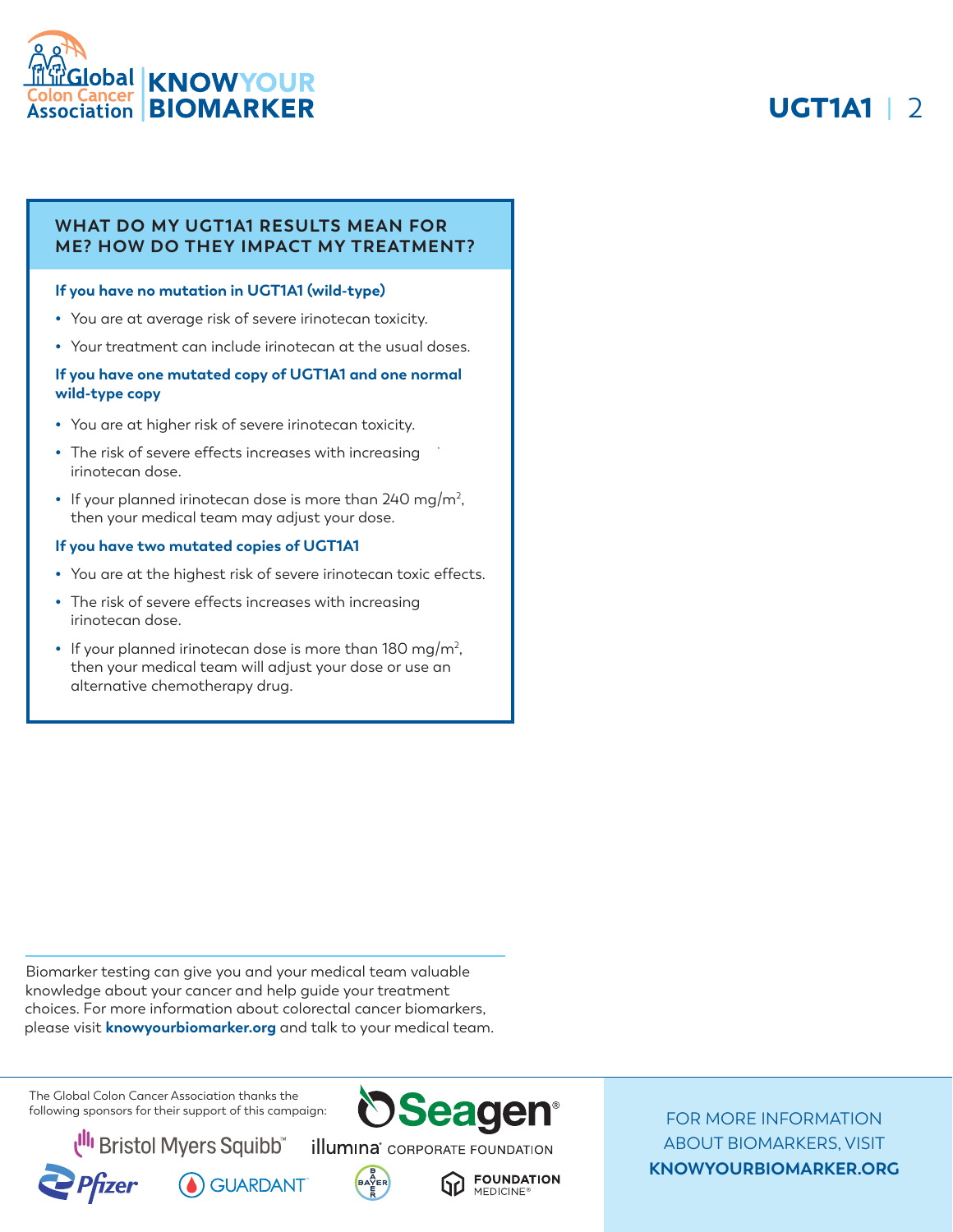## WHAT DO MY UGT1A1 RESULTS MEAN FOR ME? HOW DO THEY IMPACT MY TREATMENT?

**If you have no mutation in UGT1A1 (wild-type)**

- You are at average risk of severe irinotecan toxicity.
- Your treatment can include irinotecan at the usual doses.

**If you have one mutated copy of UGT1A1 and one normal wild-type copy**

- You are at higher risk of severe irinotecan toxicity.
- The risk of severe effects increases with increasing irinotecan dose.
- If your planned irinotecan dose is more than 240 $mg/m^2$, then your medical team may adjust your dose.

**If you have two mutated copies of UGT1A1**

- You are at the highest risk of severe irinotecan toxic effects.
- The risk of severe effects increases with increasing irinotecan dose.
- If your planned irinotecan dose is more than 180 $mg/m^2$, then your medical team will adjust your dose or use an alternative chemotherapy drug.

Biomarker testing can give you and your medical team valuable knowledge about your cancer and help guide your treatment choices. For more information about colorectal cancer biomarkers, please visit **knowyourbiomarker.org** and talk to your medical team.

The Global Colon Cancer Association thanks the following sponsors for their support of this campaign:

Seagen, Bristol Myers Squibb, illumina Corporate Foundation, Pfizer, Guardant, Bayer, Foundation Medicine

FOR MORE INFORMATION ABOUT BIOMARKERS, VISIT **KNOWYOURBIOMARKER.ORG**